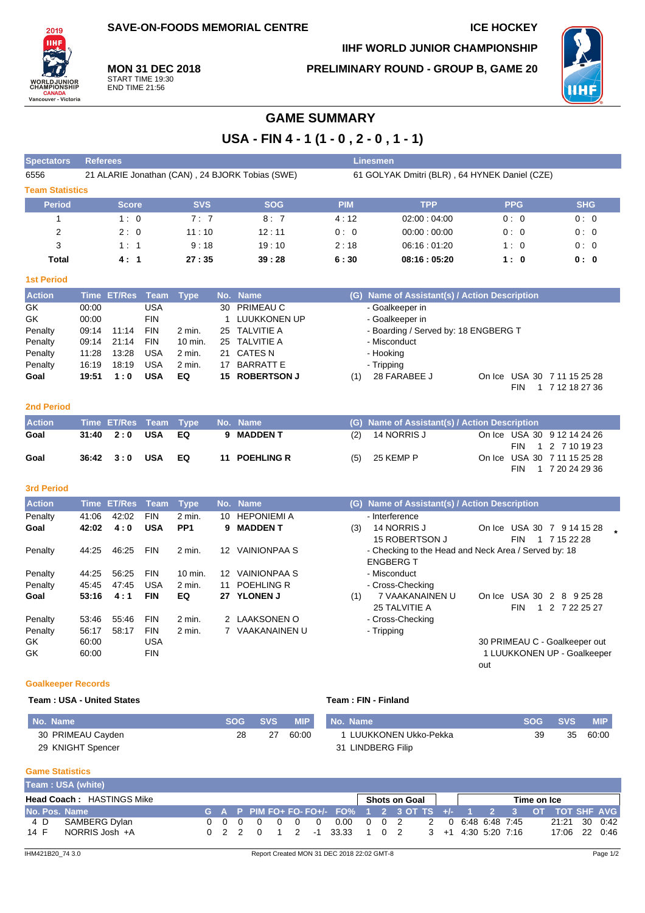SAVE-ON-FOODS MEMORIAL CENTRE

ICE HOCKEY

IIHF WORLD JUNIOR CHAMPIONSHIP

**MON 31 DEC 2018**
START TIME 19:30
END TIME 21:56

PRELIMINARY ROUND - GROUP B, GAME 20

# GAME SUMMARY

## USA - FIN 4 - 1 (1 - 0 , 2 - 0 , 1 - 1)

| Spectators | Referees | Linesmen |
|---|---|---|
| 6556 | 21 ALARIE Jonathan (CAN) , 24 BJORK Tobias (SWE) | 61 GOLYAK Dmitri (BLR) , 64 HYNEK Daniel (CZE) |

### Team Statistics

| Period | Score | SVS | SOG | PIM | TPP | PPG | SHG |
|---|---|---|---|---|---|---|---|
| 1 | 1 : 0 | 7 : 7 | 8 : 7 | 4 : 12 | 02:00 : 04:00 | 0 : 0 | 0 : 0 |
| 2 | 2 : 0 | 11 : 10 | 12 : 11 | 0 : 0 | 00:00 : 00:00 | 0 : 0 | 0 : 0 |
| 3 | 1 : 1 | 9 : 18 | 19 : 10 | 2 : 18 | 06:16 : 01:20 | 1 : 0 | 0 : 0 |
| **Total** | **4 : 1** | **27 : 35** | **39 : 28** | **6 : 30** | **08:16 : 05:20** | **1 : 0** | **0 : 0** |

### 1st Period

| Action | Time | ET/Res | Team | Type | No. | Name | (G) | Name of Assistant(s) / Action Description | On Ice |
|---|---|---|---|---|---|---|---|---|---|
| GK | 00:00 | | USA | | 30 | PRIMEAU C | | - Goalkeeper in | |
| GK | 00:00 | | FIN | | 1 | LUUKKONEN UP | | - Goalkeeper in | |
| Penalty | 09:14 | 11:14 | FIN | 2 min. | 25 | TALVITIE A | | - Boarding / Served by: 18 ENGBERG T | |
| Penalty | 09:14 | 21:14 | FIN | 10 min. | 25 | TALVITIE A | | - Misconduct | |
| Penalty | 11:28 | 13:28 | USA | 2 min. | 21 | CATES N | | - Hooking | |
| Penalty | 16:19 | 18:19 | USA | 2 min. | 17 | BARRATT E | | - Tripping | |
| **Goal** | **19:51** | **1 : 0** | **USA** | **EQ** | **15** | **ROBERTSON J** | (1) | 28 FARABEE J | USA 30 7 11 15 25 28; FIN 1 7 12 18 27 36 |

### 2nd Period

| Action | Time | ET/Res | Team | Type | No. | Name | (G) | Name of Assistant(s) / Action Description | On Ice |
|---|---|---|---|---|---|---|---|---|---|
| **Goal** | **31:40** | **2 : 0** | **USA** | **EQ** | **9** | **MADDEN T** | (2) | 14 NORRIS J | USA 30 9 12 14 24 26; FIN 1 2 7 10 19 23 |
| **Goal** | **36:42** | **3 : 0** | **USA** | **EQ** | **11** | **POEHLING R** | (5) | 25 KEMP P | USA 30 7 11 15 25 28; FIN 1 7 20 24 29 36 |

### 3rd Period

| Action | Time | ET/Res | Team | Type | No. | Name | (G) | Name of Assistant(s) / Action Description | On Ice |
|---|---|---|---|---|---|---|---|---|---|
| Penalty | 41:06 | 42:02 | FIN | 2 min. | 10 | HEPONIEMI A | | - Interference | |
| **Goal** | **42:02** | **4 : 0** | **USA** | **PP1** | **9** | **MADDEN T** | (3) | 14 NORRIS J, 15 ROBERTSON J | USA 30 7 9 14 15 28; FIN 1 7 15 22 28 * |
| Penalty | 44:25 | 46:25 | FIN | 2 min. | 12 | VAINIONPAA S | | - Checking to the Head and Neck Area / Served by: 18 ENGBERG T | |
| Penalty | 44:25 | 56:25 | FIN | 10 min. | 12 | VAINIONPAA S | | - Misconduct | |
| Penalty | 45:45 | 47:45 | USA | 2 min. | 11 | POEHLING R | | - Cross-Checking | |
| **Goal** | **53:16** | **4 : 1** | **FIN** | **EQ** | **27** | **YLONEN J** | (1) | 7 VAAKANAINEN U, 25 TALVITIE A | USA 30 2 8 9 25 28; FIN 1 2 7 22 25 27 |
| Penalty | 53:46 | 55:46 | FIN | 2 min. | 2 | LAAKSONEN O | | - Cross-Checking | |
| Penalty | 56:17 | 58:17 | FIN | 2 min. | 7 | VAAKANAINEN U | | - Tripping | |
| GK | 60:00 | | USA | | | | | | 30 PRIMEAU C - Goalkeeper out |
| GK | 60:00 | | FIN | | | | | | 1 LUUKKONEN UP - Goalkeeper out |

### Goalkeeper Records

**Team : USA - United States**

| No. Name | SOG | SVS | MIP |
|---|---|---|---|
| 30 PRIMEAU Cayden | 28 | 27 | 60:00 |
| 29 KNIGHT Spencer | | | |

**Team : FIN - Finland**

| No. Name | SOG | SVS | MIP |
|---|---|---|---|
| 1 LUUKKONEN Ukko-Pekka | 39 | 35 | 60:00 |
| 31 LINDBERG Filip | | | |

### Game Statistics

**Team : USA (white)**

**Head Coach :** HASTINGS Mike

| No. | Pos. | Name | G | A | P | PIM | FO+ | FO- | FO+/- | FO% | SOG 1 | SOG 2 | SOG 3 | SOG OT | SOG TS | +/- | TOI 1 | TOI 2 | TOI 3 | TOI OT | TOT | SHF | AVG |
|---|---|---|---|---|---|---|---|---|---|---|---|---|---|---|---|---|---|---|---|---|---|---|---|
| 4 | D | SAMBERG Dylan | 0 | 0 | 0 | 0 | 0 | 0 | 0 | 0.00 | 0 | 0 | 2 | | 2 | 0 | 6:48 | 6:48 | 7:45 | | 21:21 | 30 | 0:42 |
| 14 | F | NORRIS Josh +A | 0 | 2 | 2 | 0 | 1 | 2 | -1 | 33.33 | 1 | 0 | 2 | | 3 | +1 | 4:30 | 5:20 | 7:16 | | 17:06 | 22 | 0:46 |

IHM421B20_74 3.0 Report Created MON 31 DEC 2018 22:02 GMT-8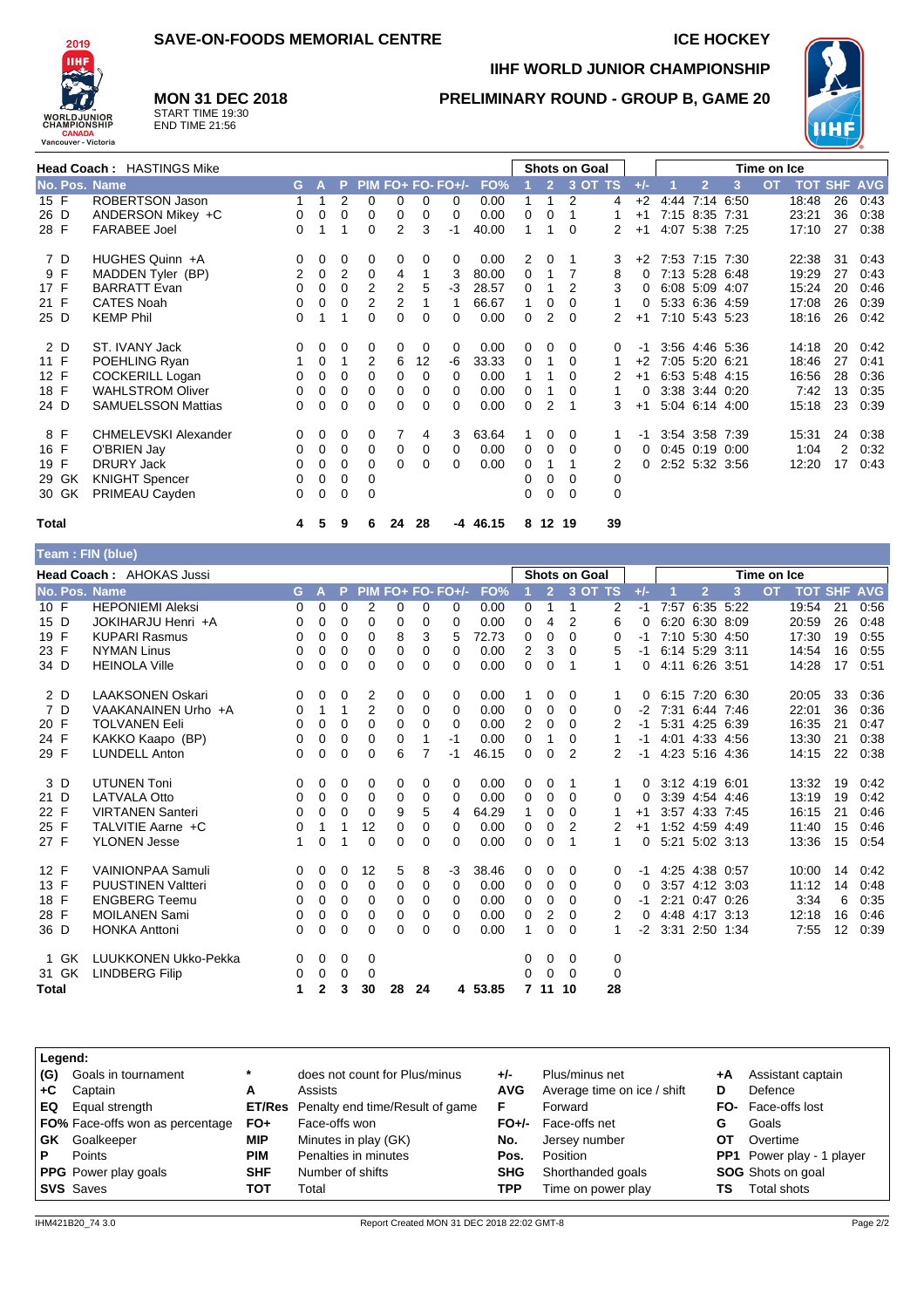# SAVE-ON-FOODS MEMORIAL CENTRE

ICE HOCKEY

IIHF WORLD JUNIOR CHAMPIONSHIP

**MON 31 DEC 2018**
START TIME 19:30
END TIME 21:56

PRELIMINARY ROUND - GROUP B, GAME 20

**Head Coach :** HASTINGS Mike

| No. | Pos. | Name | G | A | P | PIM | FO+ | FO- | FO+/- | FO% | Shots on Goal 1 | 2 | 3 | OT | TS | +/- | Time on Ice 1 | 2 | 3 | OT | TOT | SHF | AVG |
|---|---|---|---|---|---|---|---|---|---|---|---|---|---|---|---|---|---|---|---|---|---|---|---|
| 15 | F | ROBERTSON Jason | 1 | 1 | 2 | 0 | 0 | 0 | 0 | 0.00 | 1 | 1 | 2 | | 4 | +2 | 4:44 | 7:14 | 6:50 | | 18:48 | 26 | 0:43 |
| 26 | D | ANDERSON Mikey +C | 0 | 0 | 0 | 0 | 0 | 0 | 0 | 0.00 | 0 | 0 | 1 | | 1 | +1 | 7:15 | 8:35 | 7:31 | | 23:21 | 36 | 0:38 |
| 28 | F | FARABEE Joel | 0 | 1 | 1 | 0 | 2 | 3 | -1 | 40.00 | 1 | 1 | 0 | | 2 | +1 | 4:07 | 5:38 | 7:25 | | 17:10 | 27 | 0:38 |
| 7 | D | HUGHES Quinn +A | 0 | 0 | 0 | 0 | 0 | 0 | 0 | 0.00 | 2 | 0 | 1 | | 3 | +2 | 7:53 | 7:15 | 7:30 | | 22:38 | 31 | 0:43 |
| 9 | F | MADDEN Tyler (BP) | 2 | 0 | 2 | 0 | 4 | 1 | 3 | 80.00 | 0 | 1 | 7 | | 8 | 0 | 7:13 | 5:28 | 6:48 | | 19:29 | 27 | 0:43 |
| 17 | F | BARRATT Evan | 0 | 0 | 0 | 2 | 2 | 5 | -3 | 28.57 | 0 | 1 | 2 | | 3 | 0 | 6:08 | 5:09 | 4:07 | | 15:24 | 20 | 0:46 |
| 21 | F | CATES Noah | 0 | 0 | 0 | 2 | 2 | 1 | 1 | 66.67 | 1 | 0 | 0 | | 1 | 0 | 5:33 | 6:36 | 4:59 | | 17:08 | 26 | 0:39 |
| 25 | D | KEMP Phil | 0 | 1 | 1 | 0 | 0 | 0 | 0 | 0.00 | 0 | 2 | 0 | | 2 | +1 | 7:10 | 5:43 | 5:23 | | 18:16 | 26 | 0:42 |
| 2 | D | ST. IVANY Jack | 0 | 0 | 0 | 0 | 0 | 0 | 0 | 0.00 | 0 | 0 | 0 | | 0 | -1 | 3:56 | 4:46 | 5:36 | | 14:18 | 20 | 0:42 |
| 11 | F | POEHLING Ryan | 1 | 0 | 1 | 2 | 6 | 12 | -6 | 33.33 | 0 | 1 | 0 | | 1 | +2 | 7:05 | 5:20 | 6:21 | | 18:46 | 27 | 0:41 |
| 12 | F | COCKERILL Logan | 0 | 0 | 0 | 0 | 0 | 0 | 0 | 0.00 | 1 | 1 | 0 | | 2 | +1 | 6:53 | 5:48 | 4:15 | | 16:56 | 28 | 0:36 |
| 18 | F | WAHLSTROM Oliver | 0 | 0 | 0 | 0 | 0 | 0 | 0 | 0.00 | 0 | 1 | 0 | | 1 | 0 | 3:38 | 3:44 | 0:20 | | 7:42 | 13 | 0:35 |
| 24 | D | SAMUELSSON Mattias | 0 | 0 | 0 | 0 | 0 | 0 | 0 | 0.00 | 0 | 2 | 1 | | 3 | +1 | 5:04 | 6:14 | 4:00 | | 15:18 | 23 | 0:39 |
| 8 | F | CHMELEVSKI Alexander | 0 | 0 | 0 | 0 | 7 | 4 | 3 | 63.64 | 1 | 0 | 0 | | 1 | -1 | 3:54 | 3:58 | 7:39 | | 15:31 | 24 | 0:38 |
| 16 | F | O'BRIEN Jay | 0 | 0 | 0 | 0 | 0 | 0 | 0 | 0.00 | 0 | 0 | 0 | | 0 | 0 | 0:45 | 0:19 | 0:00 | | 1:04 | 2 | 0:32 |
| 19 | F | DRURY Jack | 0 | 0 | 0 | 0 | 0 | 0 | 0 | 0.00 | 0 | 1 | 1 | | 2 | 0 | 2:52 | 5:32 | 3:56 | | 12:20 | 17 | 0:43 |
| 29 | GK | KNIGHT Spencer | 0 | 0 | 0 | 0 | | | | | 0 | 0 | 0 | | 0 | | | | | | | | |
| 30 | GK | PRIMEAU Cayden | 0 | 0 | 0 | 0 | | | | | 0 | 0 | 0 | | 0 | | | | | | | | |
| **Total** | | | **4** | **5** | **9** | **6** | **24** | **28** | **-4** | **46.15** | **8** | **12** | **19** | | **39** | | | | | | | | |

**Team : FIN (blue)**

**Head Coach :** AHOKAS Jussi

| No. | Pos. | Name | G | A | P | PIM | FO+ | FO- | FO+/- | FO% | Shots on Goal 1 | 2 | 3 | OT | TS | +/- | Time on Ice 1 | 2 | 3 | OT | TOT | SHF | AVG |
|---|---|---|---|---|---|---|---|---|---|---|---|---|---|---|---|---|---|---|---|---|---|---|---|
| 10 | F | HEPONIEMI Aleksi | 0 | 0 | 0 | 2 | 0 | 0 | 0 | 0.00 | 0 | 1 | 1 | | 2 | -1 | 7:57 | 6:35 | 5:22 | | 19:54 | 21 | 0:56 |
| 15 | D | JOKIHARJU Henri +A | 0 | 0 | 0 | 0 | 0 | 0 | 0 | 0.00 | 0 | 4 | 2 | | 6 | 0 | 6:20 | 6:30 | 8:09 | | 20:59 | 26 | 0:48 |
| 19 | F | KUPARI Rasmus | 0 | 0 | 0 | 0 | 8 | 3 | 5 | 72.73 | 0 | 0 | 0 | | 0 | -1 | 7:10 | 5:30 | 4:50 | | 17:30 | 19 | 0:55 |
| 23 | F | NYMAN Linus | 0 | 0 | 0 | 0 | 0 | 0 | 0 | 0.00 | 2 | 3 | 0 | | 5 | -1 | 6:14 | 5:29 | 3:11 | | 14:54 | 16 | 0:55 |
| 34 | D | HEINOLA Ville | 0 | 0 | 0 | 0 | 0 | 0 | 0 | 0.00 | 0 | 0 | 1 | | 1 | 0 | 4:11 | 6:26 | 3:51 | | 14:28 | 17 | 0:51 |
| 2 | D | LAAKSONEN Oskari | 0 | 0 | 0 | 2 | 0 | 0 | 0 | 0.00 | 1 | 0 | 0 | | 1 | 0 | 6:15 | 7:20 | 6:30 | | 20:05 | 33 | 0:36 |
| 7 | D | VAAKANAINEN Urho +A | 0 | 1 | 1 | 2 | 0 | 0 | 0 | 0.00 | 0 | 0 | 0 | | 0 | -2 | 7:31 | 6:44 | 7:46 | | 22:01 | 36 | 0:36 |
| 20 | F | TOLVANEN Eeli | 0 | 0 | 0 | 0 | 0 | 0 | 0 | 0.00 | 2 | 0 | 0 | | 2 | -1 | 5:31 | 4:25 | 6:39 | | 16:35 | 21 | 0:47 |
| 24 | F | KAKKO Kaapo (BP) | 0 | 0 | 0 | 0 | 0 | 1 | -1 | 0.00 | 0 | 1 | 0 | | 1 | -1 | 4:01 | 4:33 | 4:56 | | 13:30 | 21 | 0:38 |
| 29 | F | LUNDELL Anton | 0 | 0 | 0 | 0 | 6 | 7 | -1 | 46.15 | 0 | 0 | 2 | | 2 | -1 | 4:23 | 5:16 | 4:36 | | 14:15 | 22 | 0:38 |
| 3 | D | UTUNEN Toni | 0 | 0 | 0 | 0 | 0 | 0 | 0 | 0.00 | 0 | 0 | 1 | | 1 | 0 | 3:12 | 4:19 | 6:01 | | 13:32 | 19 | 0:42 |
| 21 | D | LATVALA Otto | 0 | 0 | 0 | 0 | 0 | 0 | 0 | 0.00 | 0 | 0 | 0 | | 0 | 0 | 3:39 | 4:54 | 4:46 | | 13:19 | 19 | 0:42 |
| 22 | F | VIRTANEN Santeri | 0 | 0 | 0 | 0 | 9 | 5 | 4 | 64.29 | 1 | 0 | 0 | | 1 | +1 | 3:57 | 4:33 | 7:45 | | 16:15 | 21 | 0:46 |
| 25 | F | TALVITIE Aarne +C | 0 | 1 | 1 | 12 | 0 | 0 | 0 | 0.00 | 0 | 0 | 2 | | 2 | +1 | 1:52 | 4:59 | 4:49 | | 11:40 | 15 | 0:46 |
| 27 | F | YLONEN Jesse | 1 | 0 | 1 | 0 | 0 | 0 | 0 | 0.00 | 0 | 0 | 1 | | 1 | 0 | 5:21 | 5:02 | 3:13 | | 13:36 | 15 | 0:54 |
| 12 | F | VAINIONPAA Samuli | 0 | 0 | 0 | 12 | 5 | 8 | -3 | 38.46 | 0 | 0 | 0 | | 0 | -1 | 4:25 | 4:38 | 0:57 | | 10:00 | 14 | 0:42 |
| 13 | F | PUUSTINEN Valtteri | 0 | 0 | 0 | 0 | 0 | 0 | 0 | 0.00 | 0 | 0 | 0 | | 0 | 0 | 3:57 | 4:12 | 3:03 | | 11:12 | 14 | 0:48 |
| 18 | F | ENGBERG Teemu | 0 | 0 | 0 | 0 | 0 | 0 | 0 | 0.00 | 0 | 0 | 0 | | 0 | -1 | 2:21 | 0:47 | 0:26 | | 3:34 | 6 | 0:35 |
| 28 | F | MOILANEN Sami | 0 | 0 | 0 | 0 | 0 | 0 | 0 | 0.00 | 0 | 2 | 0 | | 2 | 0 | 4:48 | 4:17 | 3:13 | | 12:18 | 16 | 0:46 |
| 36 | D | HONKA Anttoni | 0 | 0 | 0 | 0 | 0 | 0 | 0 | 0.00 | 1 | 0 | 0 | | 1 | -2 | 3:31 | 2:50 | 1:34 | | 7:55 | 12 | 0:39 |
| 1 | GK | LUUKKONEN Ukko-Pekka | 0 | 0 | 0 | 0 | | | | | 0 | 0 | 0 | | 0 | | | | | | | | |
| 31 | GK | LINDBERG Filip | 0 | 0 | 0 | 0 | | | | | 0 | 0 | 0 | | 0 | | | | | | | | |
| **Total** | | | **1** | **2** | **3** | **30** | **28** | **24** | **4** | **53.85** | **7** | **11** | **10** | | **28** | | | | | | | | |

**Legend:**

| | | | | | | | |
|---|---|---|---|---|---|---|---|
| (G) | Goals in tournament | * | does not count for Plus/minus | +/- | Plus/minus net | +A | Assistant captain |
| +C | Captain | A | Assists | AVG | Average time on ice / shift | D | Defence |
| EQ | Equal strength | ET/Res | Penalty end time/Result of game | F | Forward | FO- | Face-offs lost |
| FO% | Face-offs won as percentage | FO+ | Face-offs won | FO+/- | Face-offs net | G | Goals |
| GK | Goalkeeper | MIP | Minutes in play (GK) | No. | Jersey number | OT | Overtime |
| P | Points | PIM | Penalties in minutes | Pos. | Position | PP1 | Power play - 1 player |
| PPG | Power play goals | SHF | Number of shifts | SHG | Shorthanded goals | SOG | Shots on goal |
| SVS | Saves | TOT | Total | TPP | Time on power play | TS | Total shots |

IHM421B20_74 3.0 Report Created MON 31 DEC 2018 22:02 GMT-8